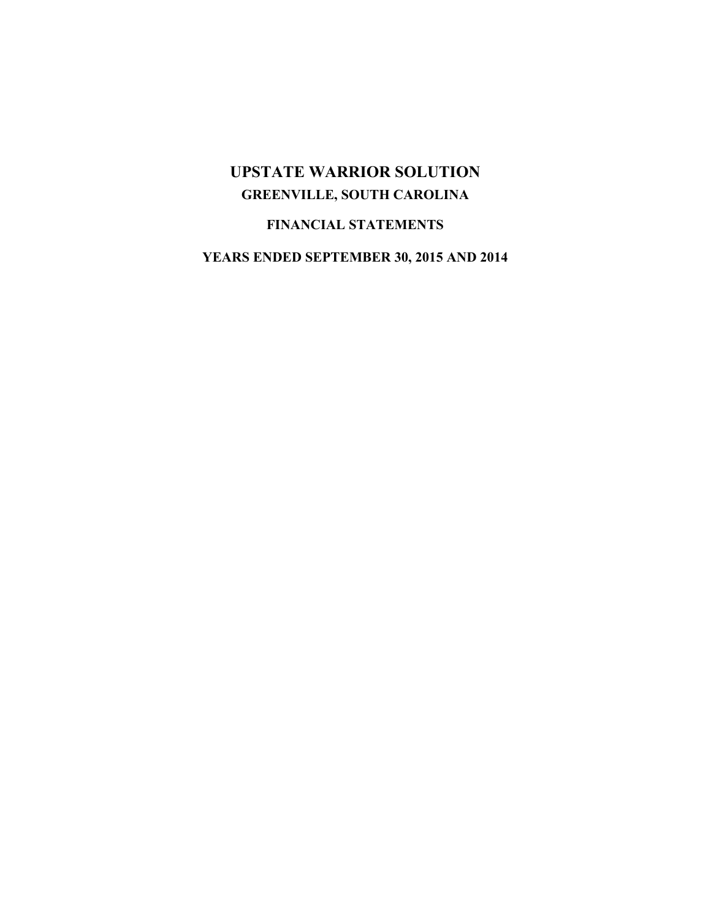# UPSTATE WARRIOR SOLUTION

## GREENVILLE, SOUTH CAROLINA

## FINANCIAL STATEMENTS

## YEARS ENDED SEPTEMBER 30, 2015 AND 2014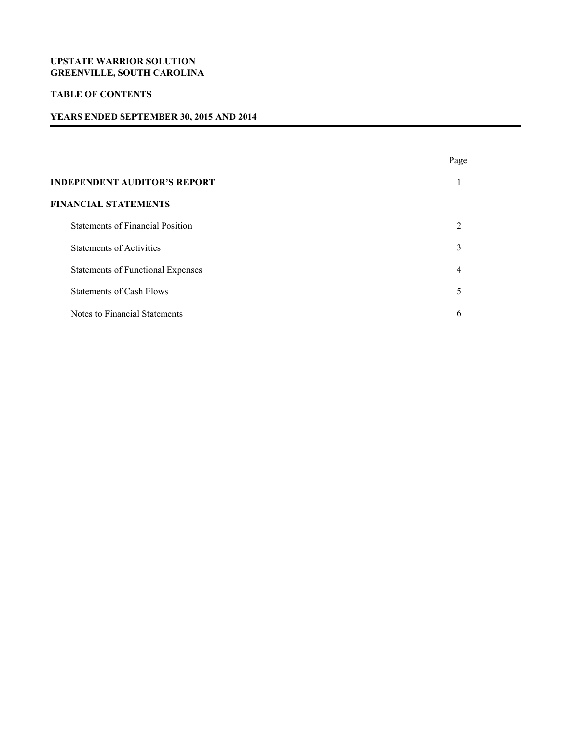**UPSTATE WARRIOR SOLUTION**
**GREENVILLE, SOUTH CAROLINA**

**TABLE OF CONTENTS**

**YEARS ENDED SEPTEMBER 30, 2015 AND 2014**

| | Page |
|---|---|
| **INDEPENDENT AUDITOR'S REPORT** | 1 |
| **FINANCIAL STATEMENTS** | |
| Statements of Financial Position | 2 |
| Statements of Activities | 3 |
| Statements of Functional Expenses | 4 |
| Statements of Cash Flows | 5 |
| Notes to Financial Statements | 6 |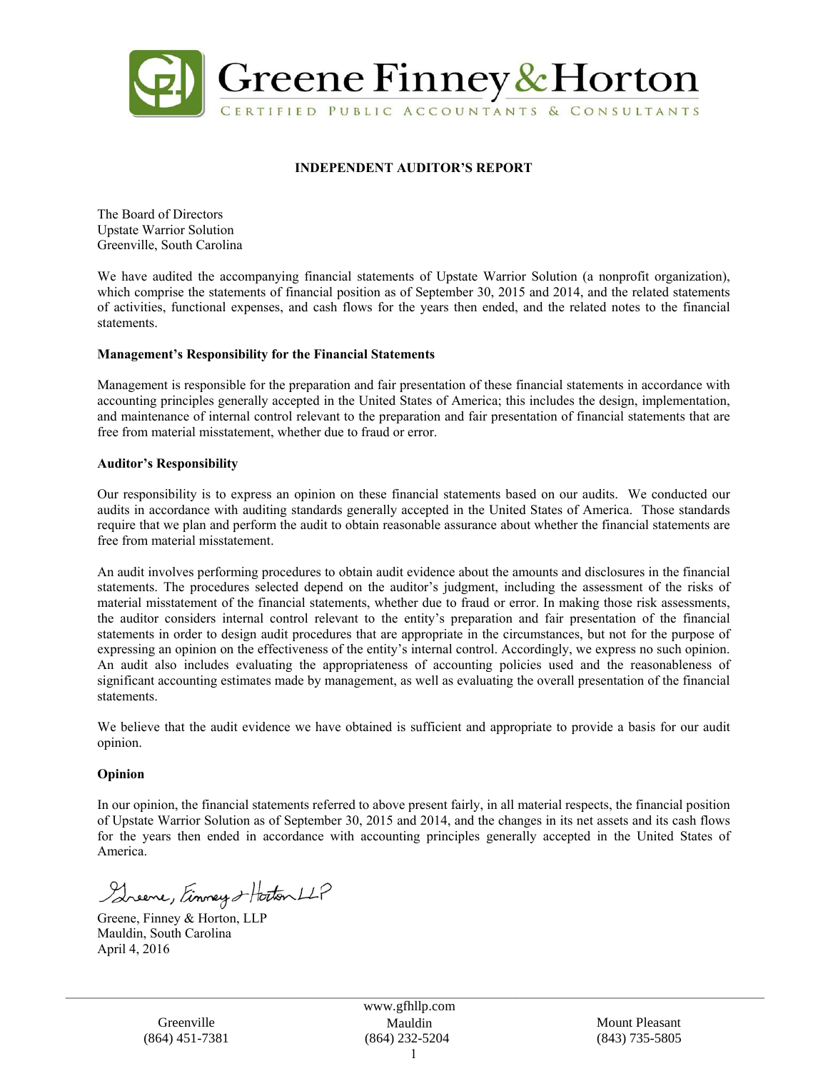Greene Finney & Horton

CERTIFIED PUBLIC ACCOUNTANTS & CONSULTANTS

## INDEPENDENT AUDITOR'S REPORT

The Board of Directors
Upstate Warrior Solution
Greenville, South Carolina

We have audited the accompanying financial statements of Upstate Warrior Solution (a nonprofit organization), which comprise the statements of financial position as of September 30, 2015 and 2014, and the related statements of activities, functional expenses, and cash flows for the years then ended, and the related notes to the financial statements.

**Management's Responsibility for the Financial Statements**

Management is responsible for the preparation and fair presentation of these financial statements in accordance with accounting principles generally accepted in the United States of America; this includes the design, implementation, and maintenance of internal control relevant to the preparation and fair presentation of financial statements that are free from material misstatement, whether due to fraud or error.

**Auditor's Responsibility**

Our responsibility is to express an opinion on these financial statements based on our audits. We conducted our audits in accordance with auditing standards generally accepted in the United States of America. Those standards require that we plan and perform the audit to obtain reasonable assurance about whether the financial statements are free from material misstatement.

An audit involves performing procedures to obtain audit evidence about the amounts and disclosures in the financial statements. The procedures selected depend on the auditor's judgment, including the assessment of the risks of material misstatement of the financial statements, whether due to fraud or error. In making those risk assessments, the auditor considers internal control relevant to the entity's preparation and fair presentation of the financial statements in order to design audit procedures that are appropriate in the circumstances, but not for the purpose of expressing an opinion on the effectiveness of the entity's internal control. Accordingly, we express no such opinion. An audit also includes evaluating the appropriateness of accounting policies used and the reasonableness of significant accounting estimates made by management, as well as evaluating the overall presentation of the financial statements.

We believe that the audit evidence we have obtained is sufficient and appropriate to provide a basis for our audit opinion.

**Opinion**

In our opinion, the financial statements referred to above present fairly, in all material respects, the financial position of Upstate Warrior Solution as of September 30, 2015 and 2014, and the changes in its net assets and its cash flows for the years then ended in accordance with accounting principles generally accepted in the United States of America.

*Greene, Finney & Horton LLP*

Greene, Finney & Horton, LLP
Mauldin, South Carolina
April 4, 2016

www.gfhllp.com

| Greenville | Mauldin | Mount Pleasant |
|---|---|---|
| (864) 451-7381 | (864) 232-5204 | (843) 735-5805 |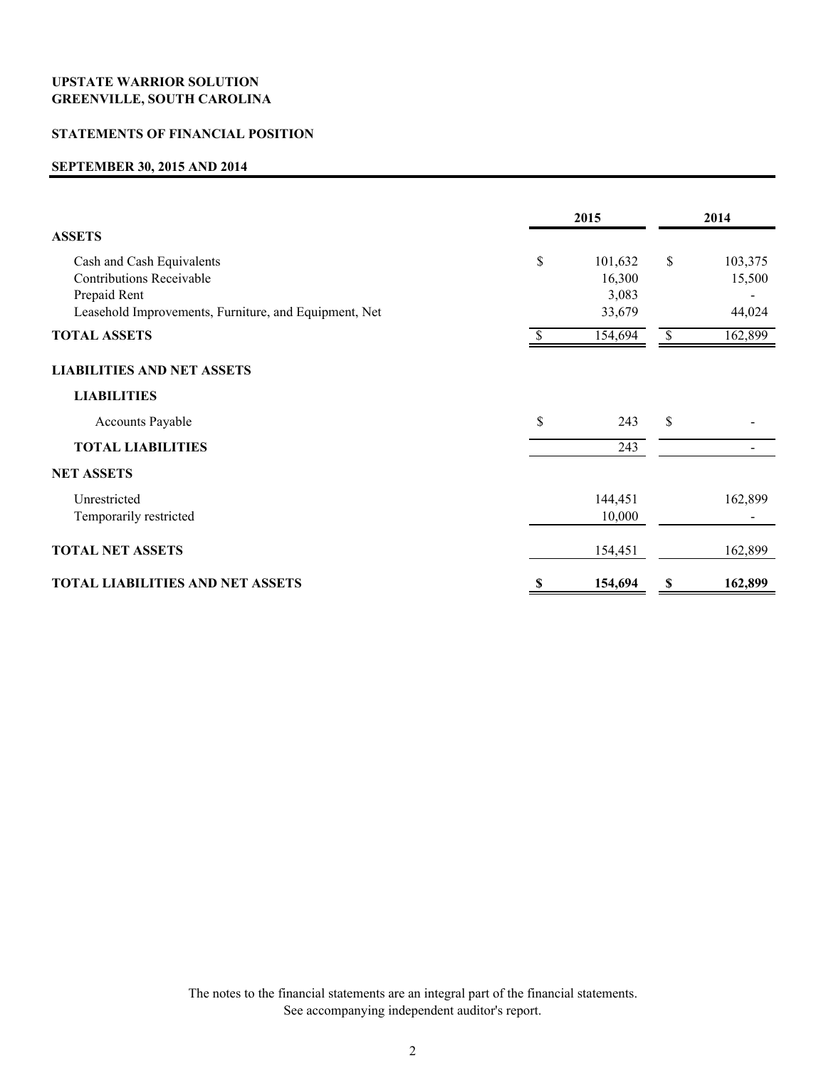**UPSTATE WARRIOR SOLUTION**
**GREENVILLE, SOUTH CAROLINA**

**STATEMENTS OF FINANCIAL POSITION**

**SEPTEMBER 30, 2015 AND 2014**

| | 2015 | 2014 |
|---|---|---|
| **ASSETS** | | |
| Cash and Cash Equivalents | $ 101,632 | $ 103,375 |
| Contributions Receivable | 16,300 | 15,500 |
| Prepaid Rent | 3,083 | - |
| Leasehold Improvements, Furniture, and Equipment, Net | 33,679 | 44,024 |
| **TOTAL ASSETS** | $ 154,694 | $ 162,899 |
| **LIABILITIES AND NET ASSETS** | | |
| **LIABILITIES** | | |
| Accounts Payable | $ 243 | $ - |
| **TOTAL LIABILITIES** | 243 | - |
| **NET ASSETS** | | |
| Unrestricted | 144,451 | 162,899 |
| Temporarily restricted | 10,000 | - |
| **TOTAL NET ASSETS** | 154,451 | 162,899 |
| **TOTAL LIABILITIES AND NET ASSETS** | **$ 154,694** | **$ 162,899** |

The notes to the financial statements are an integral part of the financial statements.
See accompanying independent auditor's report.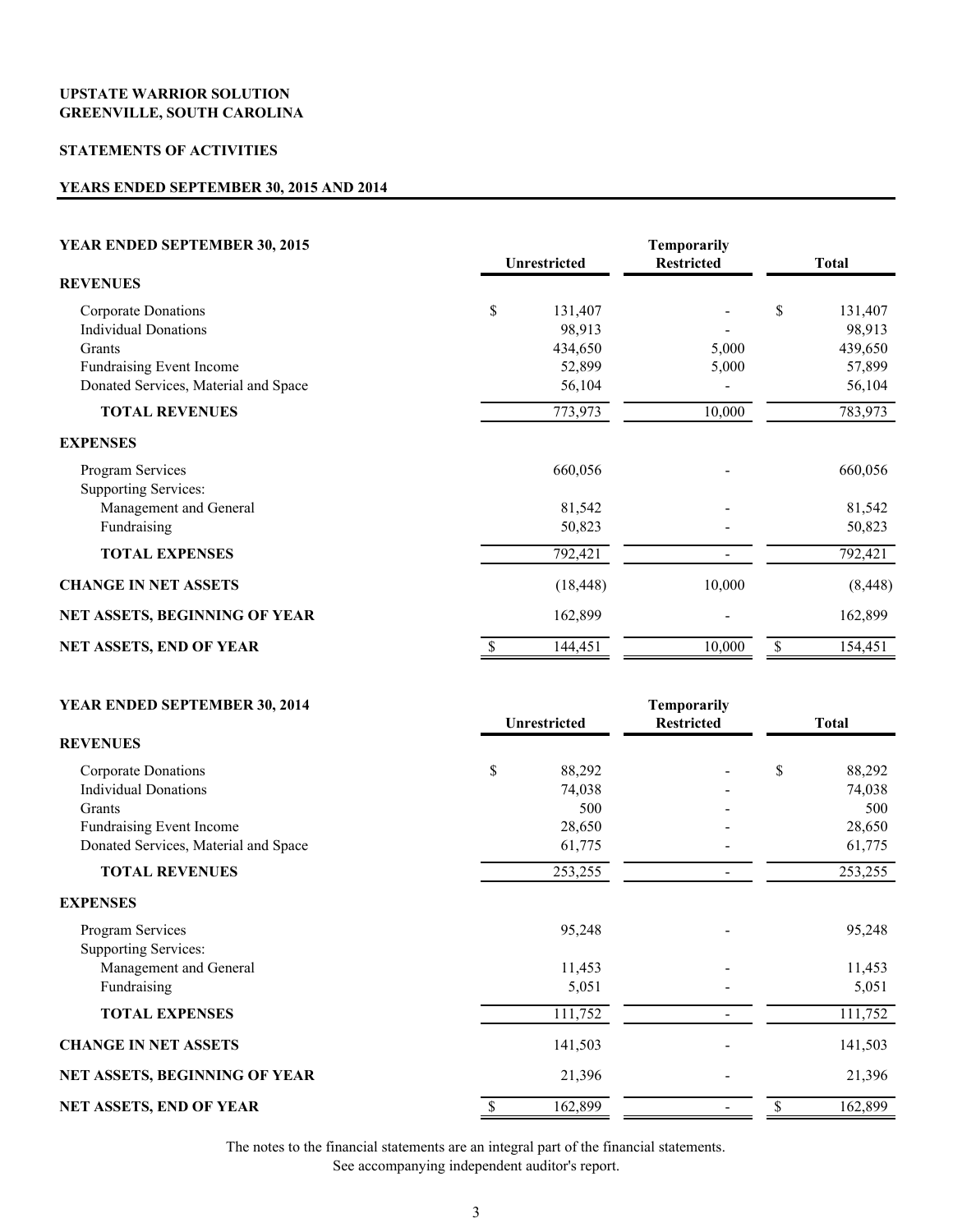**UPSTATE WARRIOR SOLUTION**
**GREENVILLE, SOUTH CAROLINA**

**STATEMENTS OF ACTIVITIES**

**YEARS ENDED SEPTEMBER 30, 2015 AND 2014**

| YEAR ENDED SEPTEMBER 30, 2015 | Unrestricted | Temporarily Restricted | Total |
|---|---|---|---|
| **REVENUES** | | | |
| Corporate Donations | $ 131,407 | - | $ 131,407 |
| Individual Donations | 98,913 | - | 98,913 |
| Grants | 434,650 | 5,000 | 439,650 |
| Fundraising Event Income | 52,899 | 5,000 | 57,899 |
| Donated Services, Material and Space | 56,104 | - | 56,104 |
| **TOTAL REVENUES** | 773,973 | 10,000 | 783,973 |
| **EXPENSES** | | | |
| Program Services | 660,056 | - | 660,056 |
| Supporting Services: | | | |
| Management and General | 81,542 | - | 81,542 |
| Fundraising | 50,823 | - | 50,823 |
| **TOTAL EXPENSES** | 792,421 | - | 792,421 |
| **CHANGE IN NET ASSETS** | (18,448) | 10,000 | (8,448) |
| **NET ASSETS, BEGINNING OF YEAR** | 162,899 | - | 162,899 |
| **NET ASSETS, END OF YEAR** | $ 144,451 | 10,000 | $ 154,451 |

| YEAR ENDED SEPTEMBER 30, 2014 | Unrestricted | Temporarily Restricted | Total |
|---|---|---|---|
| **REVENUES** | | | |
| Corporate Donations | $ 88,292 | - | $ 88,292 |
| Individual Donations | 74,038 | - | 74,038 |
| Grants | 500 | - | 500 |
| Fundraising Event Income | 28,650 | - | 28,650 |
| Donated Services, Material and Space | 61,775 | - | 61,775 |
| **TOTAL REVENUES** | 253,255 | - | 253,255 |
| **EXPENSES** | | | |
| Program Services | 95,248 | - | 95,248 |
| Supporting Services: | | | |
| Management and General | 11,453 | - | 11,453 |
| Fundraising | 5,051 | - | 5,051 |
| **TOTAL EXPENSES** | 111,752 | - | 111,752 |
| **CHANGE IN NET ASSETS** | 141,503 | - | 141,503 |
| **NET ASSETS, BEGINNING OF YEAR** | 21,396 | - | 21,396 |
| **NET ASSETS, END OF YEAR** | $ 162,899 | - | $ 162,899 |

The notes to the financial statements are an integral part of the financial statements.
See accompanying independent auditor's report.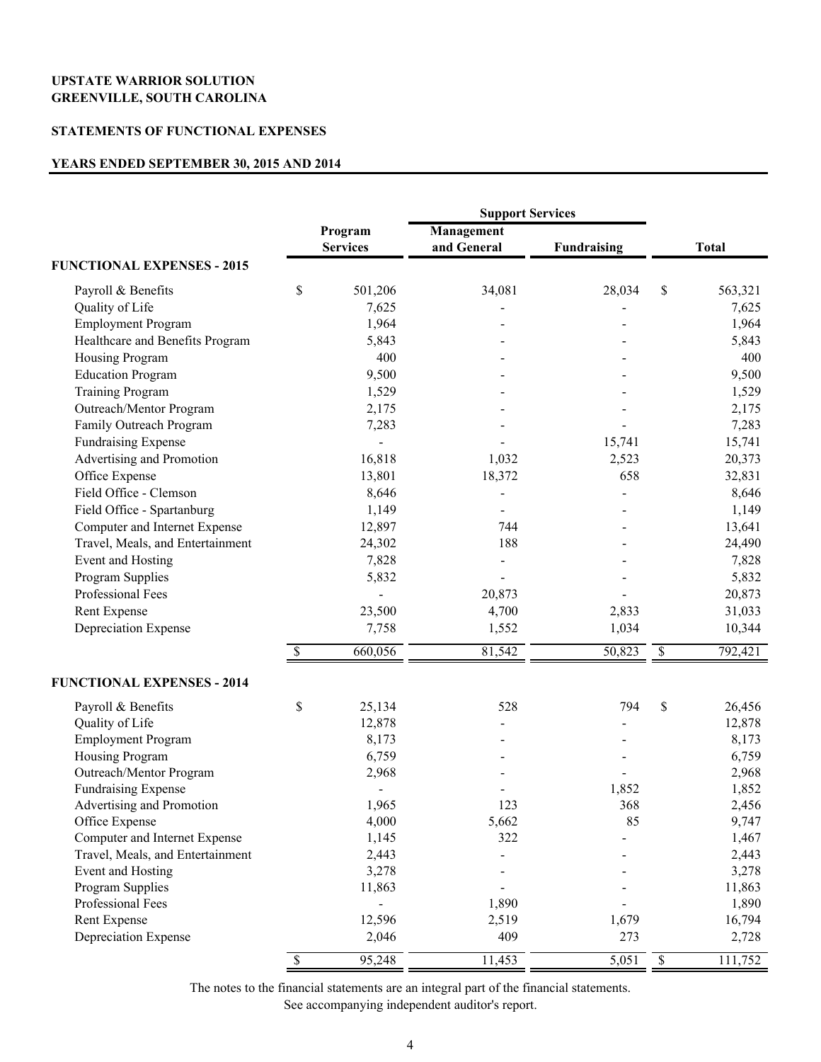**UPSTATE WARRIOR SOLUTION**
**GREENVILLE, SOUTH CAROLINA**

**STATEMENTS OF FUNCTIONAL EXPENSES**

**YEARS ENDED SEPTEMBER 30, 2015 AND 2014**

| | | Support Services | | |
|---|---|---|---|---|
| | Program Services | Management and General | Fundraising | Total |
| **FUNCTIONAL EXPENSES - 2015** | | | | |
| Payroll & Benefits | $ 501,206 | 34,081 | 28,034 | $ 563,321 |
| Quality of Life | 7,625 | - | - | 7,625 |
| Employment Program | 1,964 | - | - | 1,964 |
| Healthcare and Benefits Program | 5,843 | - | - | 5,843 |
| Housing Program | 400 | - | - | 400 |
| Education Program | 9,500 | - | - | 9,500 |
| Training Program | 1,529 | - | - | 1,529 |
| Outreach/Mentor Program | 2,175 | - | - | 2,175 |
| Family Outreach Program | 7,283 | - | - | 7,283 |
| Fundraising Expense | - | - | 15,741 | 15,741 |
| Advertising and Promotion | 16,818 | 1,032 | 2,523 | 20,373 |
| Office Expense | 13,801 | 18,372 | 658 | 32,831 |
| Field Office - Clemson | 8,646 | - | - | 8,646 |
| Field Office - Spartanburg | 1,149 | - | - | 1,149 |
| Computer and Internet Expense | 12,897 | 744 | - | 13,641 |
| Travel, Meals, and Entertainment | 24,302 | 188 | - | 24,490 |
| Event and Hosting | 7,828 | - | - | 7,828 |
| Program Supplies | 5,832 | - | - | 5,832 |
| Professional Fees | - | 20,873 | - | 20,873 |
| Rent Expense | 23,500 | 4,700 | 2,833 | 31,033 |
| Depreciation Expense | 7,758 | 1,552 | 1,034 | 10,344 |
| | $ 660,056 | 81,542 | 50,823 | $ 792,421 |
| **FUNCTIONAL EXPENSES - 2014** | | | | |
| Payroll & Benefits | $ 25,134 | 528 | 794 | $ 26,456 |
| Quality of Life | 12,878 | - | - | 12,878 |
| Employment Program | 8,173 | - | - | 8,173 |
| Housing Program | 6,759 | - | - | 6,759 |
| Outreach/Mentor Program | 2,968 | - | - | 2,968 |
| Fundraising Expense | - | - | 1,852 | 1,852 |
| Advertising and Promotion | 1,965 | 123 | 368 | 2,456 |
| Office Expense | 4,000 | 5,662 | 85 | 9,747 |
| Computer and Internet Expense | 1,145 | 322 | - | 1,467 |
| Travel, Meals, and Entertainment | 2,443 | - | - | 2,443 |
| Event and Hosting | 3,278 | - | - | 3,278 |
| Program Supplies | 11,863 | - | - | 11,863 |
| Professional Fees | - | 1,890 | - | 1,890 |
| Rent Expense | 12,596 | 2,519 | 1,679 | 16,794 |
| Depreciation Expense | 2,046 | 409 | 273 | 2,728 |
| | $ 95,248 | 11,453 | 5,051 | $ 111,752 |

The notes to the financial statements are an integral part of the financial statements.
See accompanying independent auditor's report.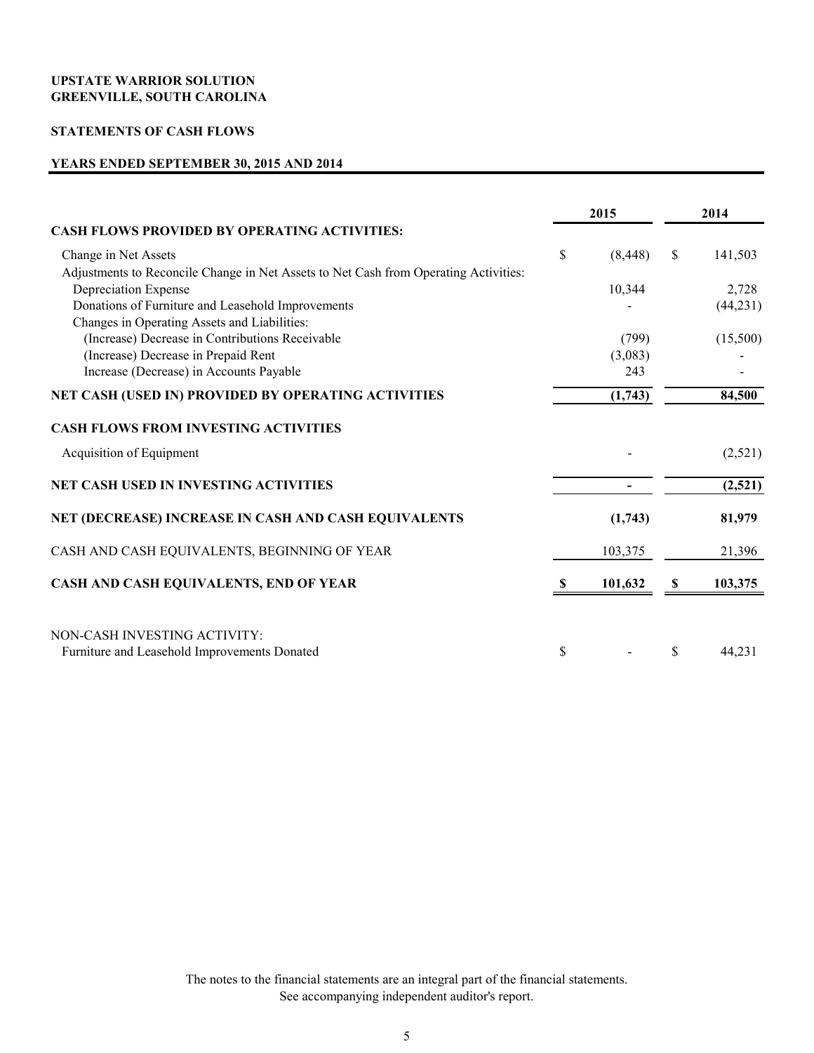**UPSTATE WARRIOR SOLUTION**
**GREENVILLE, SOUTH CAROLINA**

**STATEMENTS OF CASH FLOWS**

**YEARS ENDED SEPTEMBER 30, 2015 AND 2014**

| | 2015 | 2014 |
|---|---|---|
| **CASH FLOWS PROVIDED BY OPERATING ACTIVITIES:** | | |
| Change in Net Assets | $ (8,448) | $ 141,503 |
| Adjustments to Reconcile Change in Net Assets to Net Cash from Operating Activities: | | |
| Depreciation Expense | 10,344 | 2,728 |
| Donations of Furniture and Leasehold Improvements | - | (44,231) |
| Changes in Operating Assets and Liabilities: | | |
| (Increase) Decrease in Contributions Receivable | (799) | (15,500) |
| (Increase) Decrease in Prepaid Rent | (3,083) | - |
| Increase (Decrease) in Accounts Payable | 243 | - |
| **NET CASH (USED IN) PROVIDED BY OPERATING ACTIVITIES** | **(1,743)** | **84,500** |
| **CASH FLOWS FROM INVESTING ACTIVITIES** | | |
| Acquisition of Equipment | - | (2,521) |
| **NET CASH USED IN INVESTING ACTIVITIES** | **-** | **(2,521)** |
| **NET (DECREASE) INCREASE IN CASH AND CASH EQUIVALENTS** | **(1,743)** | **81,979** |
| CASH AND CASH EQUIVALENTS, BEGINNING OF YEAR | 103,375 | 21,396 |
| **CASH AND CASH EQUIVALENTS, END OF YEAR** | **$ 101,632** | **$ 103,375** |
| NON-CASH INVESTING ACTIVITY: | | |
| Furniture and Leasehold Improvements Donated | $ - | $ 44,231 |

The notes to the financial statements are an integral part of the financial statements.
See accompanying independent auditor's report.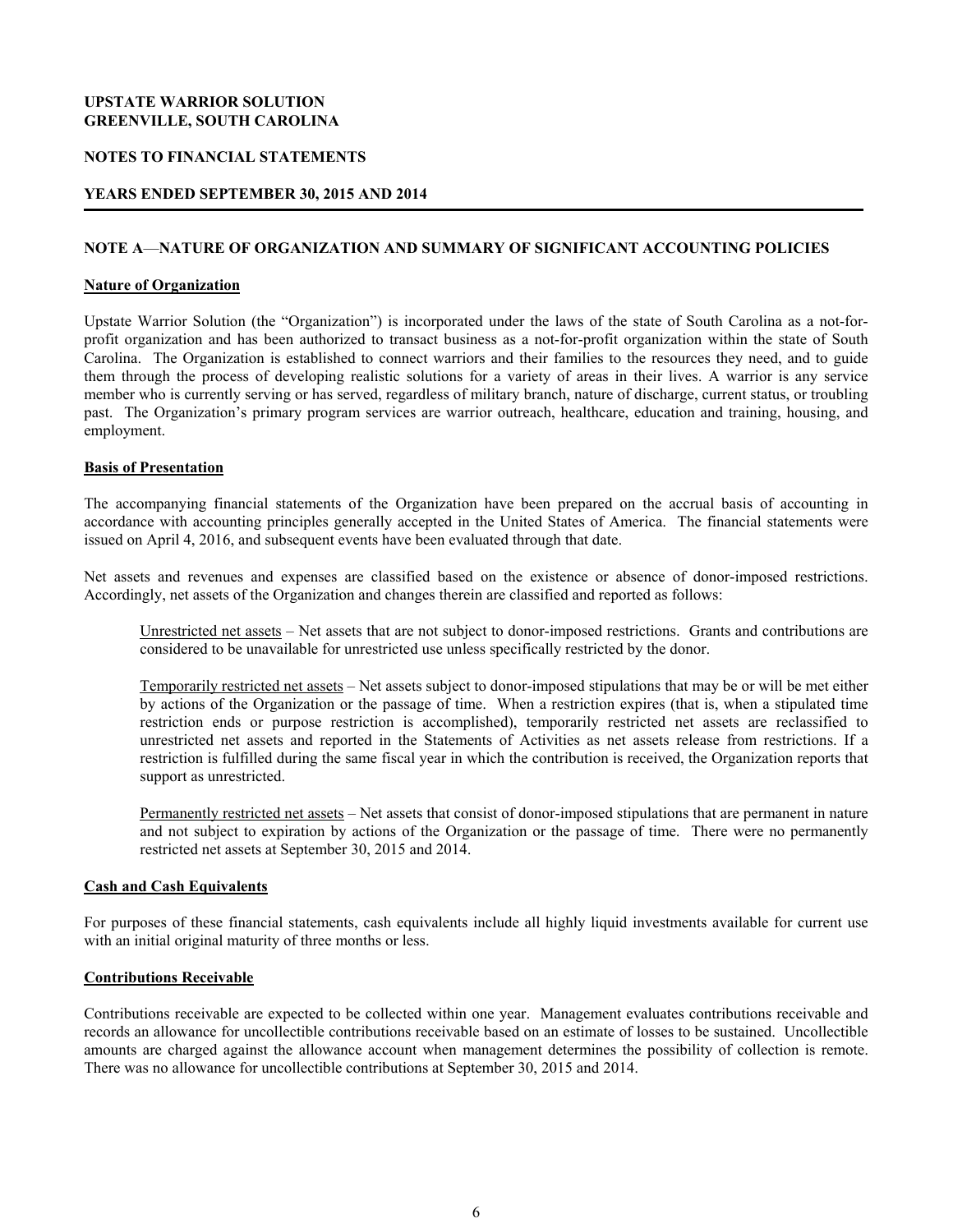**UPSTATE WARRIOR SOLUTION**
**GREENVILLE, SOUTH CAROLINA**

**NOTES TO FINANCIAL STATEMENTS**

**YEARS ENDED SEPTEMBER 30, 2015 AND 2014**

---

## NOTE A—NATURE OF ORGANIZATION AND SUMMARY OF SIGNIFICANT ACCOUNTING POLICIES

### Nature of Organization

Upstate Warrior Solution (the "Organization") is incorporated under the laws of the state of South Carolina as a not-for-profit organization and has been authorized to transact business as a not-for-profit organization within the state of South Carolina. The Organization is established to connect warriors and their families to the resources they need, and to guide them through the process of developing realistic solutions for a variety of areas in their lives. A warrior is any service member who is currently serving or has served, regardless of military branch, nature of discharge, current status, or troubling past. The Organization's primary program services are warrior outreach, healthcare, education and training, housing, and employment.

### Basis of Presentation

The accompanying financial statements of the Organization have been prepared on the accrual basis of accounting in accordance with accounting principles generally accepted in the United States of America. The financial statements were issued on April 4, 2016, and subsequent events have been evaluated through that date.

Net assets and revenues and expenses are classified based on the existence or absence of donor-imposed restrictions. Accordingly, net assets of the Organization and changes therein are classified and reported as follows:

Unrestricted net assets – Net assets that are not subject to donor-imposed restrictions. Grants and contributions are considered to be unavailable for unrestricted use unless specifically restricted by the donor.

Temporarily restricted net assets – Net assets subject to donor-imposed stipulations that may be or will be met either by actions of the Organization or the passage of time. When a restriction expires (that is, when a stipulated time restriction ends or purpose restriction is accomplished), temporarily restricted net assets are reclassified to unrestricted net assets and reported in the Statements of Activities as net assets release from restrictions. If a restriction is fulfilled during the same fiscal year in which the contribution is received, the Organization reports that support as unrestricted.

Permanently restricted net assets – Net assets that consist of donor-imposed stipulations that are permanent in nature and not subject to expiration by actions of the Organization or the passage of time. There were no permanently restricted net assets at September 30, 2015 and 2014.

### Cash and Cash Equivalents

For purposes of these financial statements, cash equivalents include all highly liquid investments available for current use with an initial original maturity of three months or less.

### Contributions Receivable

Contributions receivable are expected to be collected within one year. Management evaluates contributions receivable and records an allowance for uncollectible contributions receivable based on an estimate of losses to be sustained. Uncollectible amounts are charged against the allowance account when management determines the possibility of collection is remote. There was no allowance for uncollectible contributions at September 30, 2015 and 2014.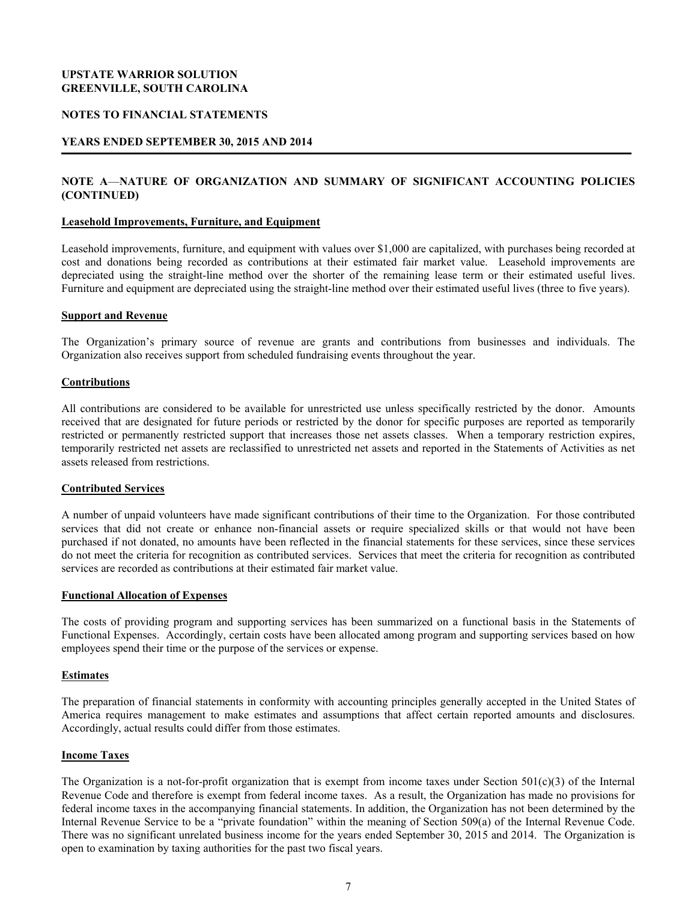**UPSTATE WARRIOR SOLUTION**
**GREENVILLE, SOUTH CAROLINA**

**NOTES TO FINANCIAL STATEMENTS**

**YEARS ENDED SEPTEMBER 30, 2015 AND 2014**

## NOTE A—NATURE OF ORGANIZATION AND SUMMARY OF SIGNIFICANT ACCOUNTING POLICIES (CONTINUED)

### Leasehold Improvements, Furniture, and Equipment

Leasehold improvements, furniture, and equipment with values over $1,000 are capitalized, with purchases being recorded at cost and donations being recorded as contributions at their estimated fair market value. Leasehold improvements are depreciated using the straight-line method over the shorter of the remaining lease term or their estimated useful lives. Furniture and equipment are depreciated using the straight-line method over their estimated useful lives (three to five years).

### Support and Revenue

The Organization's primary source of revenue are grants and contributions from businesses and individuals. The Organization also receives support from scheduled fundraising events throughout the year.

### Contributions

All contributions are considered to be available for unrestricted use unless specifically restricted by the donor. Amounts received that are designated for future periods or restricted by the donor for specific purposes are reported as temporarily restricted or permanently restricted support that increases those net assets classes. When a temporary restriction expires, temporarily restricted net assets are reclassified to unrestricted net assets and reported in the Statements of Activities as net assets released from restrictions.

### Contributed Services

A number of unpaid volunteers have made significant contributions of their time to the Organization. For those contributed services that did not create or enhance non-financial assets or require specialized skills or that would not have been purchased if not donated, no amounts have been reflected in the financial statements for these services, since these services do not meet the criteria for recognition as contributed services. Services that meet the criteria for recognition as contributed services are recorded as contributions at their estimated fair market value.

### Functional Allocation of Expenses

The costs of providing program and supporting services has been summarized on a functional basis in the Statements of Functional Expenses. Accordingly, certain costs have been allocated among program and supporting services based on how employees spend their time or the purpose of the services or expense.

### Estimates

The preparation of financial statements in conformity with accounting principles generally accepted in the United States of America requires management to make estimates and assumptions that affect certain reported amounts and disclosures. Accordingly, actual results could differ from those estimates.

### Income Taxes

The Organization is a not-for-profit organization that is exempt from income taxes under Section 501(c)(3) of the Internal Revenue Code and therefore is exempt from federal income taxes. As a result, the Organization has made no provisions for federal income taxes in the accompanying financial statements. In addition, the Organization has not been determined by the Internal Revenue Service to be a "private foundation" within the meaning of Section 509(a) of the Internal Revenue Code. There was no significant unrelated business income for the years ended September 30, 2015 and 2014. The Organization is open to examination by taxing authorities for the past two fiscal years.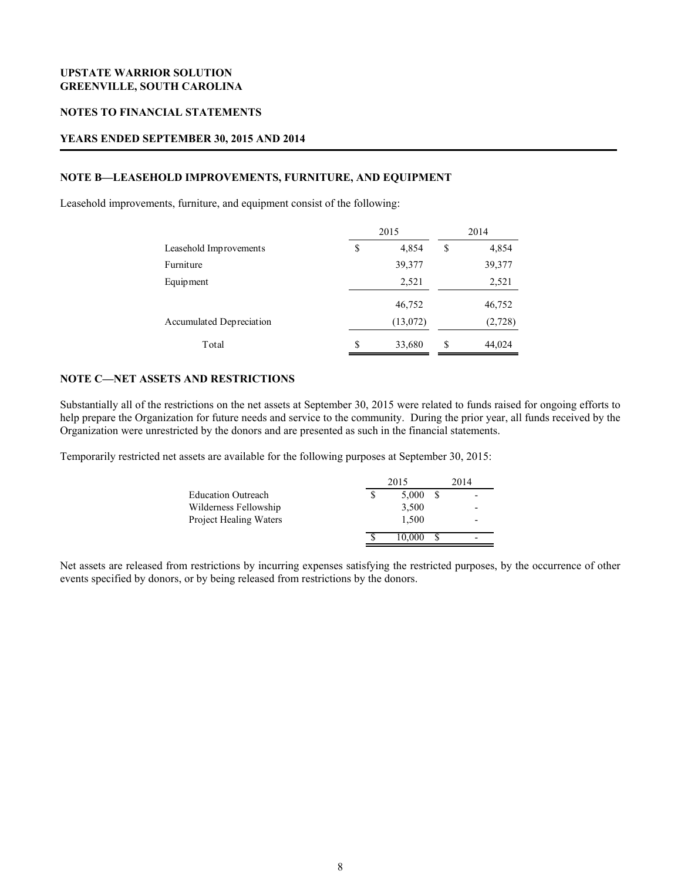UPSTATE WARRIOR SOLUTION
GREENVILLE, SOUTH CAROLINA

NOTES TO FINANCIAL STATEMENTS

YEARS ENDED SEPTEMBER 30, 2015 AND 2014

## NOTE B—LEASEHOLD IMPROVEMENTS, FURNITURE, AND EQUIPMENT

Leasehold improvements, furniture, and equipment consist of the following:

| | 2015 | 2014 |
|---|---|---|
| Leasehold Improvements | $ 4,854 | $ 4,854 |
| Furniture | 39,377 | 39,377 |
| Equipment | 2,521 | 2,521 |
| | 46,752 | 46,752 |
| Accumulated Depreciation | (13,072) | (2,728) |
| Total | $ 33,680 | $ 44,024 |

## NOTE C—NET ASSETS AND RESTRICTIONS

Substantially all of the restrictions on the net assets at September 30, 2015 were related to funds raised for ongoing efforts to help prepare the Organization for future needs and service to the community. During the prior year, all funds received by the Organization were unrestricted by the donors and are presented as such in the financial statements.

Temporarily restricted net assets are available for the following purposes at September 30, 2015:

| | 2015 | 2014 |
|---|---|---|
| Education Outreach | $ 5,000 | $ - |
| Wilderness Fellowship | 3,500 | - |
| Project Healing Waters | 1,500 | - |
| | $ 10,000 | $ - |

Net assets are released from restrictions by incurring expenses satisfying the restricted purposes, by the occurrence of other events specified by donors, or by being released from restrictions by the donors.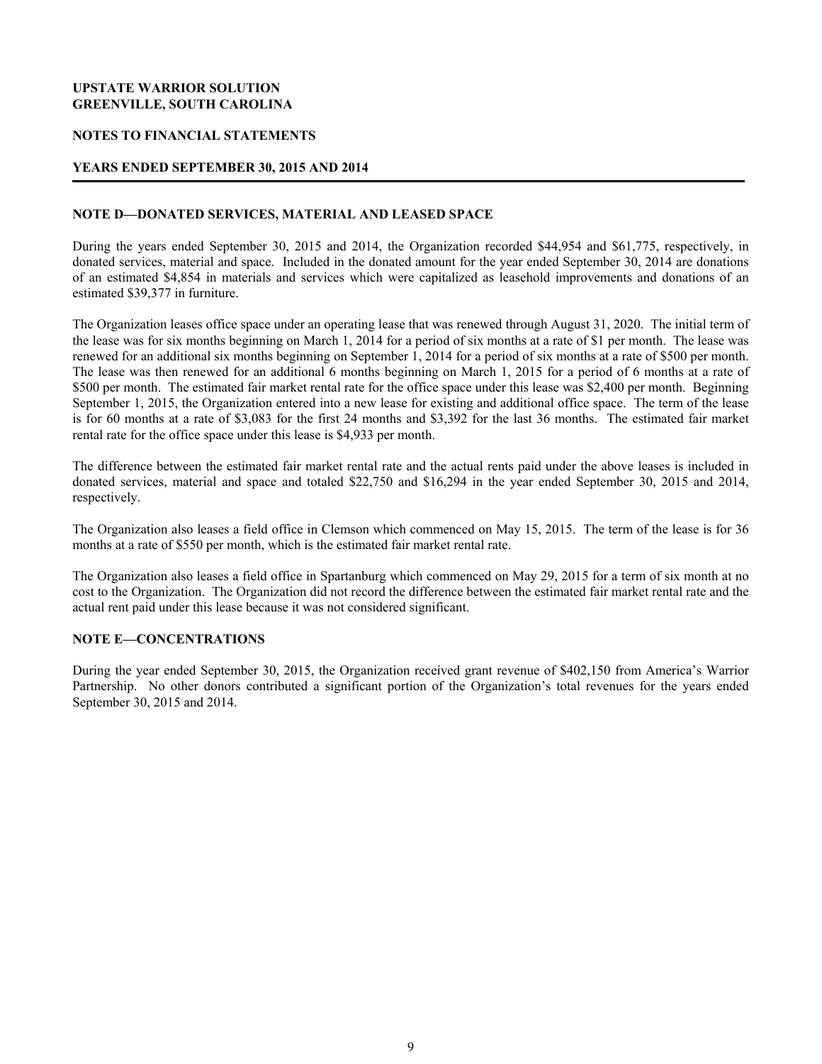**UPSTATE WARRIOR SOLUTION**
**GREENVILLE, SOUTH CAROLINA**

**NOTES TO FINANCIAL STATEMENTS**

**YEARS ENDED SEPTEMBER 30, 2015 AND 2014**

## NOTE D—DONATED SERVICES, MATERIAL AND LEASED SPACE

During the years ended September 30, 2015 and 2014, the Organization recorded $44,954 and $61,775, respectively, in donated services, material and space. Included in the donated amount for the year ended September 30, 2014 are donations of an estimated $4,854 in materials and services which were capitalized as leasehold improvements and donations of an estimated $39,377 in furniture.

The Organization leases office space under an operating lease that was renewed through August 31, 2020. The initial term of the lease was for six months beginning on March 1, 2014 for a period of six months at a rate of $1 per month. The lease was renewed for an additional six months beginning on September 1, 2014 for a period of six months at a rate of $500 per month. The lease was then renewed for an additional 6 months beginning on March 1, 2015 for a period of 6 months at a rate of $500 per month. The estimated fair market rental rate for the office space under this lease was $2,400 per month. Beginning September 1, 2015, the Organization entered into a new lease for existing and additional office space. The term of the lease is for 60 months at a rate of $3,083 for the first 24 months and $3,392 for the last 36 months. The estimated fair market rental rate for the office space under this lease is $4,933 per month.

The difference between the estimated fair market rental rate and the actual rents paid under the above leases is included in donated services, material and space and totaled $22,750 and $16,294 in the year ended September 30, 2015 and 2014, respectively.

The Organization also leases a field office in Clemson which commenced on May 15, 2015. The term of the lease is for 36 months at a rate of $550 per month, which is the estimated fair market rental rate.

The Organization also leases a field office in Spartanburg which commenced on May 29, 2015 for a term of six month at no cost to the Organization. The Organization did not record the difference between the estimated fair market rental rate and the actual rent paid under this lease because it was not considered significant.

## NOTE E—CONCENTRATIONS

During the year ended September 30, 2015, the Organization received grant revenue of $402,150 from America's Warrior Partnership. No other donors contributed a significant portion of the Organization's total revenues for the years ended September 30, 2015 and 2014.